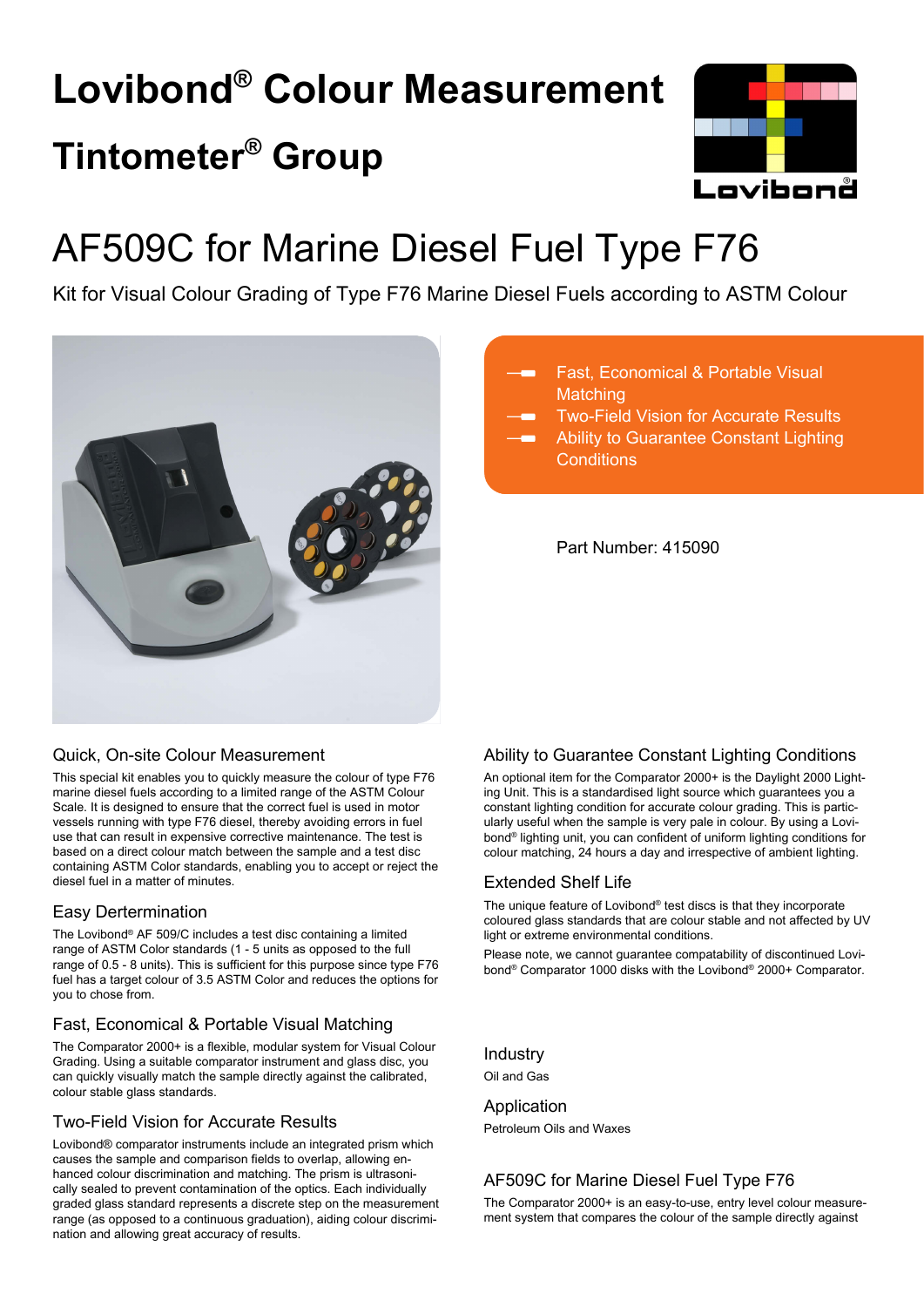# Lovibond® Colour Measurement

# Tintometer® Group

# AF509C for Marine Diesel Fuel Type F76

Kit for Visual Colour Grading of Type F76 Marine Diesel Fuels according to ASTM Colour

- Fast, Economical & Portable Visual Matching
- Two-Field Vision for Accurate Results
- Ability to Guarantee Constant Lighting Conditions

Part Number: 415090

## Quick, On-site Colour Measurement

This special kit enables you to quickly measure the colour of type F76 marine diesel fuels according to a limited range of the ASTM Colour Scale. It is designed to ensure that the correct fuel is used in motor vessels running with type F76 diesel, thereby avoiding errors in fuel use that can result in expensive corrective maintenance. The test is based on a direct colour match between the sample and a test disc containing ASTM Color standards, enabling you to accept or reject the diesel fuel in a matter of minutes.

## Easy Dertermination

The Lovibond® AF 509/C includes a test disc containing a limited range of ASTM Color standards (1 - 5 units as opposed to the full range of 0.5 - 8 units). This is sufficient for this purpose since type F76 fuel has a target colour of 3.5 ASTM Color and reduces the options for you to chose from.

## Fast, Economical & Portable Visual Matching

The Comparator 2000+ is a flexible, modular system for Visual Colour Grading. Using a suitable comparator instrument and glass disc, you can quickly visually match the sample directly against the calibrated, colour stable glass standards.

## Two-Field Vision for Accurate Results

Lovibond® comparator instruments include an integrated prism which causes the sample and comparison fields to overlap, allowing enhanced colour discrimination and matching. The prism is ultrasonically sealed to prevent contamination of the optics. Each individually graded glass standard represents a discrete step on the measurement range (as opposed to a continuous graduation), aiding colour discrimination and allowing great accuracy of results.

## Ability to Guarantee Constant Lighting Conditions

An optional item for the Comparator 2000+ is the Daylight 2000 Lighting Unit. This is a standardised light source which guarantees you a constant lighting condition for accurate colour grading. This is particularly useful when the sample is very pale in colour. By using a Lovibond® lighting unit, you can confident of uniform lighting conditions for colour matching, 24 hours a day and irrespective of ambient lighting.

## Extended Shelf Life

The unique feature of Lovibond® test discs is that they incorporate coloured glass standards that are colour stable and not affected by UV light or extreme environmental conditions.

Please note, we cannot guarantee compatability of discontinued Lovibond® Comparator 1000 disks with the Lovibond® 2000+ Comparator.

## Industry

Oil and Gas

## Application

Petroleum Oils and Waxes

## AF509C for Marine Diesel Fuel Type F76

The Comparator 2000+ is an easy-to-use, entry level colour measurement system that compares the colour of the sample directly against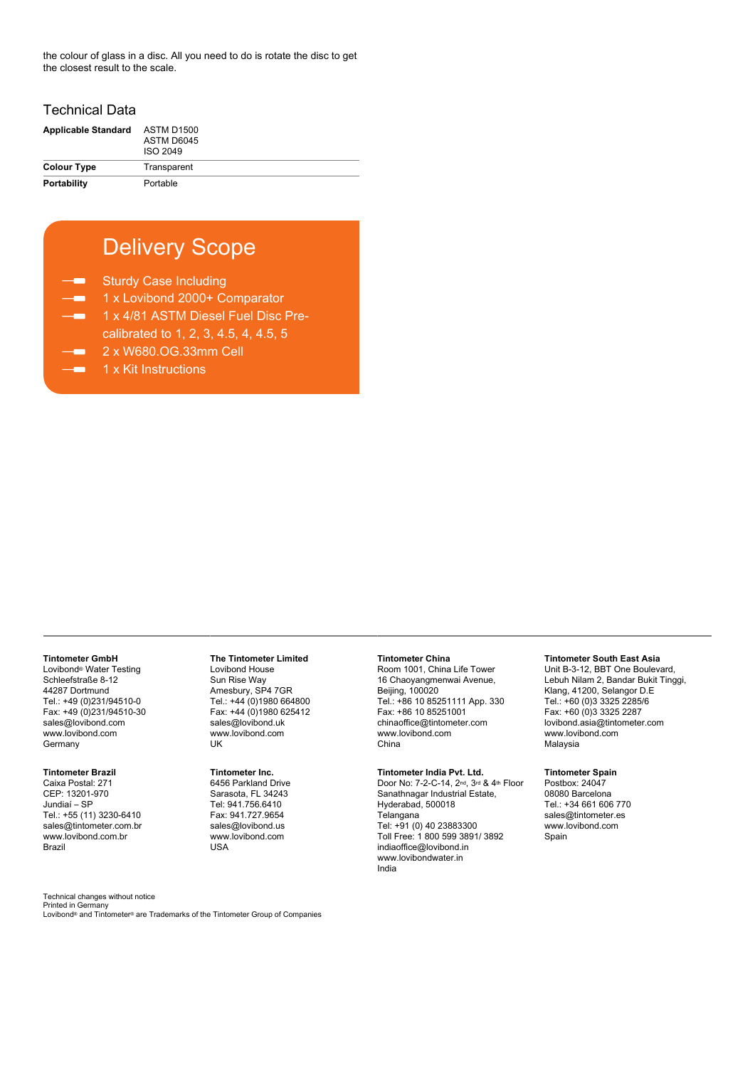the colour of glass in a disc. All you need to do is rotate the disc to get the closest result to the scale.

## Technical Data

| | |
|---|---|
| **Applicable Standard** | ASTM D1500<br>ASTM D6045<br>ISO 2049 |
| **Colour Type** | Transparent |
| **Portability** | Portable |

## Delivery Scope

- Sturdy Case Including
- 1 x Lovibond 2000+ Comparator
- 1 x 4/81 ASTM Diesel Fuel Disc Pre-calibrated to 1, 2, 3, 4.5, 4, 4.5, 5
- 2 x W680.OG.33mm Cell
- 1 x Kit Instructions

**Tintometer GmbH**
Lovibond® Water Testing
Schleefstraße 8-12
44287 Dortmund
Tel.: +49 (0)231/94510-0
Fax: +49 (0)231/94510-30
sales@lovibond.com
www.lovibond.com
Germany

**The Tintometer Limited**
Lovibond House
Sun Rise Way
Amesbury, SP4 7GR
Tel.: +44 (0)1980 664800
Fax: +44 (0)1980 625412
sales@lovibond.uk
www.lovibond.com
UK

**Tintometer China**
Room 1001, China Life Tower
16 Chaoyangmenwai Avenue,
Beijing, 100020
Tel.: +86 10 85251111 App. 330
Fax: +86 10 85251001
chinaoffice@tintometer.com
www.lovibond.com
China

**Tintometer South East Asia**
Unit B-3-12, BBT One Boulevard,
Lebuh Nilam 2, Bandar Bukit Tinggi,
Klang, 41200, Selangor D.E
Tel.: +60 (0)3 3325 2285/6
Fax: +60 (0)3 3325 2287
lovibond.asia@tintometer.com
www.lovibond.com
Malaysia

**Tintometer Brazil**
Caixa Postal: 271
CEP: 13201-970
Jundiaí – SP
Tel.: +55 (11) 3230-6410
sales@tintometer.com.br
www.lovibond.com.br
Brazil

**Tintometer Inc.**
6456 Parkland Drive
Sarasota, FL 34243
Tel: 941.756.6410
Fax: 941.727.9654
sales@lovibond.us
www.lovibond.com
USA

**Tintometer India Pvt. Ltd.**
Door No: 7-2-C-14, 2nd, 3rd & 4th Floor
Sanathnagar Industrial Estate,
Hyderabad, 500018
Telangana
Tel: +91 (0) 40 23883300
Toll Free: 1 800 599 3891/ 3892
indiaoffice@lovibond.in
www.lovibondwater.in
India

**Tintometer Spain**
Postbox: 24047
08080 Barcelona
Tel.: +34 661 606 770
sales@tintometer.es
www.lovibond.com
Spain

Technical changes without notice
Printed in Germany
Lovibond® and Tintometer® are Trademarks of the Tintometer Group of Companies